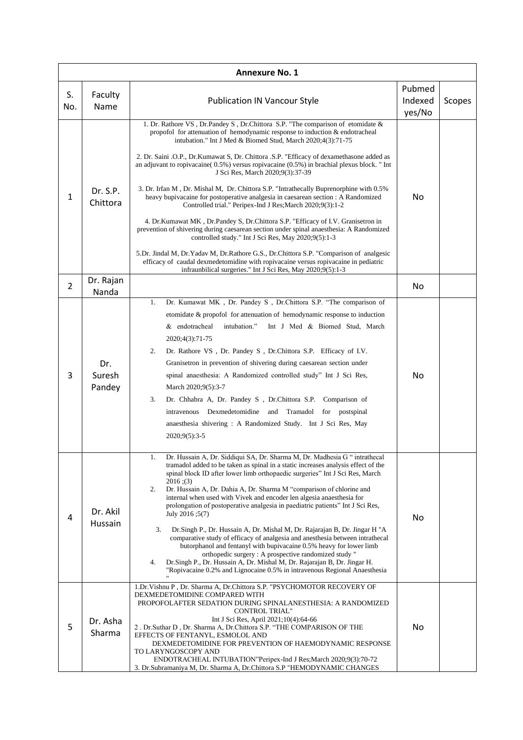| Annexure No. 1 | | | | |
|---|---|---|---|---|
| S. No. | Faculty Name | Publication IN Vancour Style | Pubmed Indexed yes/No | Scopes |
| 1 | Dr. S.P. Chittora | 1. Dr. Rathore VS , Dr.Pandey S , Dr.Chittora S.P. "The comparison of etomidate & propofol for attenuation of hemodynamic response to induction & endotracheal intubation." Int J Med & Biomed Stud, March 2020;4(3):71-75<br><br>2. Dr. Saini .O.P., Dr.Kumawat S, Dr. Chittora .S.P. "Efficacy of dexamethasone added as an adjuvant to ropivacaine( 0.5%) versus ropivacaine (0.5%) in brachial plexus block. " Int J Sci Res, March 2020;9(3):37-39<br><br>3. Dr. Irfan M , Dr. Mishal M, Dr. Chittora S.P. "Intrathecally Buprenorphine with 0.5% heavy bupivacaine for postoperative analgesia in caesarean section : A Randomized Controlled trial." Peripex-Ind J Res;March 2020;9(3):1-2<br><br>4. Dr.Kumawat MK , Dr.Pandey S, Dr.Chittora S.P. "Efficacy of I.V. Granisetron in prevention of shivering during caesarean section under spinal anaesthesia: A Randomized controlled study." Int J Sci Res, May 2020;9(5):1-3<br><br>5.Dr. Jindal M, Dr.Yadav M, Dr.Rathore G.S., Dr.Chittora S.P. "Comparison of analgesic efficacy of caudal dexmedetomidine with ropivacaine versus ropivacaine in pediatric infraunbilical surgeries." Int J Sci Res, May 2020;9(5):1-3 | No | |
| 2 | Dr. Rajan Nanda | | No | |
| 3 | Dr. Suresh Pandey | 1. Dr. Kumawat MK , Dr. Pandey S , Dr.Chittora S.P. "The comparison of etomidate & propofol for attenuation of hemodynamic response to induction & endotracheal intubation." Int J Med & Biomed Stud, March 2020;4(3):71-75<br>2. Dr. Rathore VS , Dr. Pandey S , Dr.Chittora S.P. Efficacy of I.V. Granisetron in prevention of shivering during caesarean section under spinal anaesthesia: A Randomized controlled study" Int J Sci Res, March 2020;9(5):3-7<br>3. Dr. Chhabra A, Dr. Pandey S , Dr.Chittora S.P. Comparison of intravenous Dexmedetomidine and Tramadol for postspinal anaesthesia shivering : A Randomized Study. Int J Sci Res, May 2020;9(5):3-5 | No | |
| 4 | Dr. Akil Hussain | 1. Dr. Hussain A, Dr. Siddiqui SA, Dr. Sharma M, Dr. Madhesia G " intrathecal tramadol added to be taken as spinal in a static increases analysis effect of the spinal block ID after lower limb orthopaedic surgeries" Int J Sci Res, March 2016 ;(3)<br>2. Dr. Hussain A, Dr. Dahia A, Dr. Sharma M "comparison of chlorine and internal when used with Vivek and encoder len algesia anaesthesia for prolongation of postoperative analgesia in paediatric patients" Int J Sci Res, July 2016 ;5(7)<br>3. Dr.Singh P., Dr. Hussain A, Dr. Mishal M, Dr. Rajarajan B, Dr. Jingar H "A comparative study of efficacy of analgesia and anesthesia between intrathecal butorphanol and fentanyl with bupivacaine 0.5% heavy for lower limb orthopedic surgery : A prospective randomized study "<br>4. Dr.Singh P., Dr. Hussain A, Dr. Mishal M, Dr. Rajarajan B, Dr. Jingar H. "Ropivacaine 0.2% and Lignocaine 0.5% in intravenous Regional Anaesthesia " | No | |
| 5 | Dr. Asha Sharma | 1.Dr.Vishnu P , Dr. Sharma A, Dr.Chittora S.P. "PSYCHOMOTOR RECOVERY OF DEXMEDETOMIDINE COMPARED WITH PROPOFOLAFTER SEDATION DURING SPINALANESTHESIA: A RANDOMIZED CONTROL TRIAL" Int J Sci Res, April 2021;10(4):64-66<br>2 . Dr.Suthar D , Dr. Sharma A, Dr.Chittora S.P. "THE COMPARISON OF THE EFFECTS OF FENTANYL, ESMOLOL AND DEXMEDETOMIDINE FOR PREVENTION OF HAEMODYNAMIC RESPONSE TO LARYNGOSCOPY AND ENDOTRACHEAL INTUBATION"Peripex-Ind J Res;March 2020;9(3):70-72<br>3. Dr.Subramaniya M, Dr. Sharma A, Dr.Chittora S.P "HEMODYNAMIC CHANGES | No | |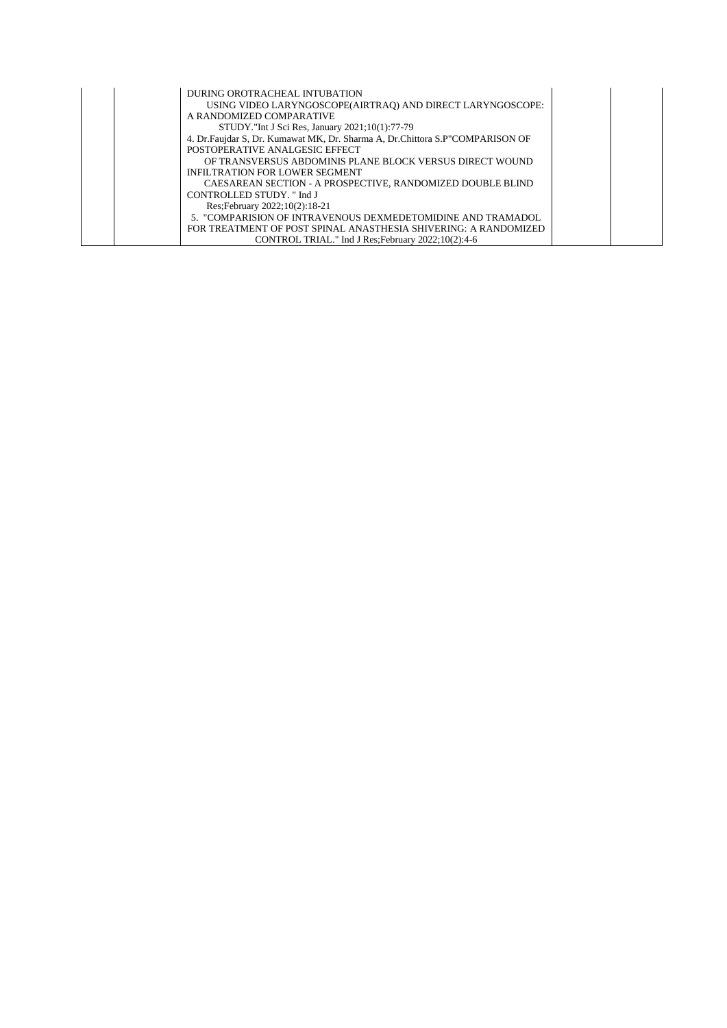| | | | | |
|---|---|---|---|---|
| | | DURING OROTRACHEAL INTUBATION USING VIDEO LARYNGOSCOPE(AIRTRAQ) AND DIRECT LARYNGOSCOPE: A RANDOMIZED COMPARATIVE STUDY."Int J Sci Res, January 2021;10(1):77-79<br>4. Dr.Faujdar S, Dr. Kumawat MK, Dr. Sharma A, Dr.Chittora S.P"COMPARISON OF POSTOPERATIVE ANALGESIC EFFECT OF TRANSVERSUS ABDOMINIS PLANE BLOCK VERSUS DIRECT WOUND INFILTRATION FOR LOWER SEGMENT CAESAREAN SECTION - A PROSPECTIVE, RANDOMIZED DOUBLE BLIND CONTROLLED STUDY. " Ind J Res;February 2022;10(2):18-21<br>5. "COMPARISION OF INTRAVENOUS DEXMEDETOMIDINE AND TRAMADOL FOR TREATMENT OF POST SPINAL ANASTHESIA SHIVERING: A RANDOMIZED CONTROL TRIAL." Ind J Res;February 2022;10(2):4-6 | | |